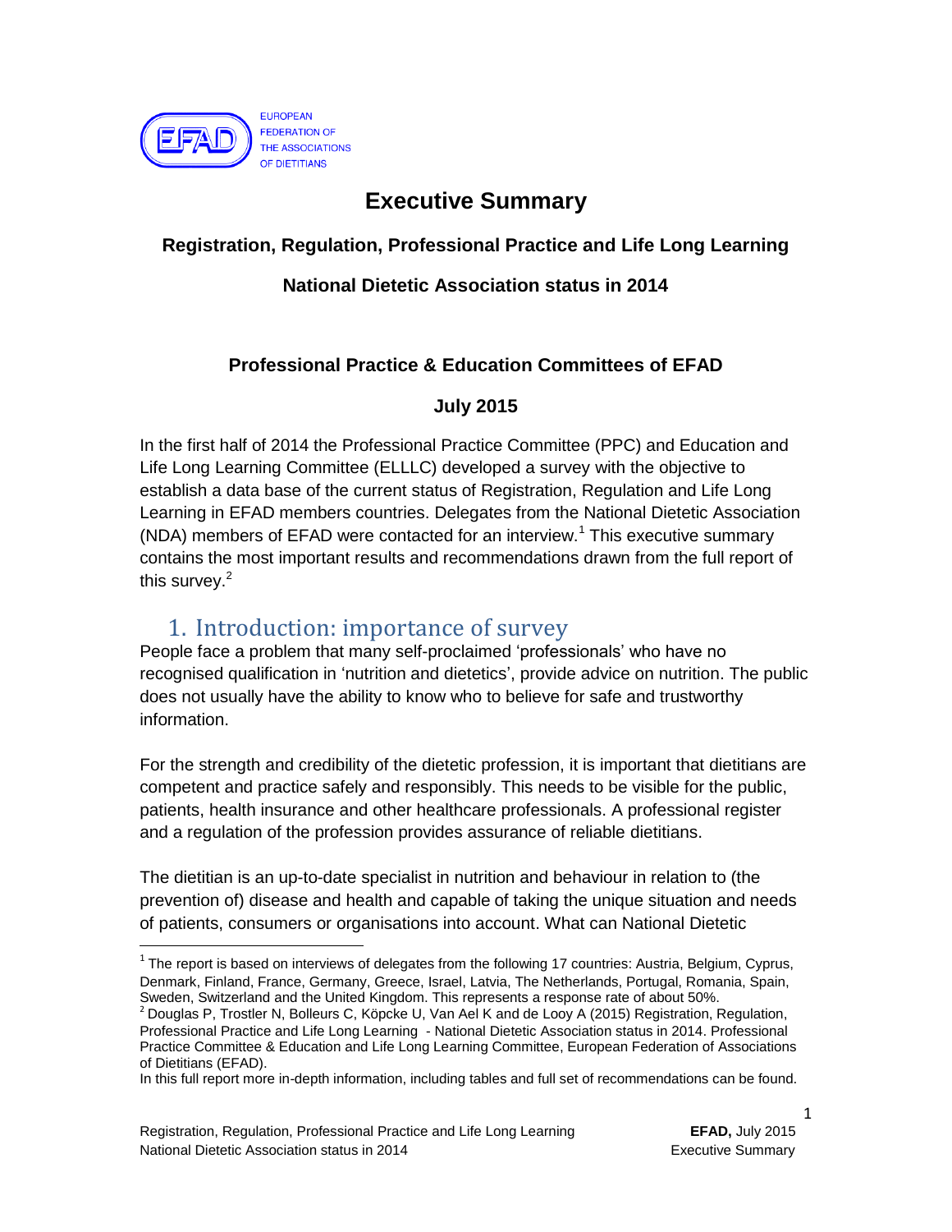EUROPEAN FEDERATION OF THE ASSOCIATIONS OF DIETITIANS

# Executive Summary

## Registration, Regulation, Professional Practice and Life Long Learning

## National Dietetic Association status in 2014

### Professional Practice & Education Committees of EFAD

### July 2015

In the first half of 2014 the Professional Practice Committee (PPC) and Education and Life Long Learning Committee (ELLLC) developed a survey with the objective to establish a data base of the current status of Registration, Regulation and Life Long Learning in EFAD members countries. Delegates from the National Dietetic Association (NDA) members of EFAD were contacted for an interview.[1] This executive summary contains the most important results and recommendations drawn from the full report of this survey.[2]

## 1. Introduction: importance of survey

People face a problem that many self-proclaimed 'professionals' who have no recognised qualification in 'nutrition and dietetics', provide advice on nutrition. The public does not usually have the ability to know who to believe for safe and trustworthy information.

For the strength and credibility of the dietetic profession, it is important that dietitians are competent and practice safely and responsibly. This needs to be visible for the public, patients, health insurance and other healthcare professionals. A professional register and a regulation of the profession provides assurance of reliable dietitians.

The dietitian is an up-to-date specialist in nutrition and behaviour in relation to (the prevention of) disease and health and capable of taking the unique situation and needs of patients, consumers or organisations into account. What can National Dietetic

---

[1] The report is based on interviews of delegates from the following 17 countries: Austria, Belgium, Cyprus, Denmark, Finland, France, Germany, Greece, Israel, Latvia, The Netherlands, Portugal, Romania, Spain, Sweden, Switzerland and the United Kingdom. This represents a response rate of about 50%.

[2] Douglas P, Trostler N, Bolleurs C, Köpcke U, Van Ael K and de Looy A (2015) Registration, Regulation, Professional Practice and Life Long Learning - National Dietetic Association status in 2014. Professional Practice Committee & Education and Life Long Learning Committee, European Federation of Associations of Dietitians (EFAD).

In this full report more in-depth information, including tables and full set of recommendations can be found.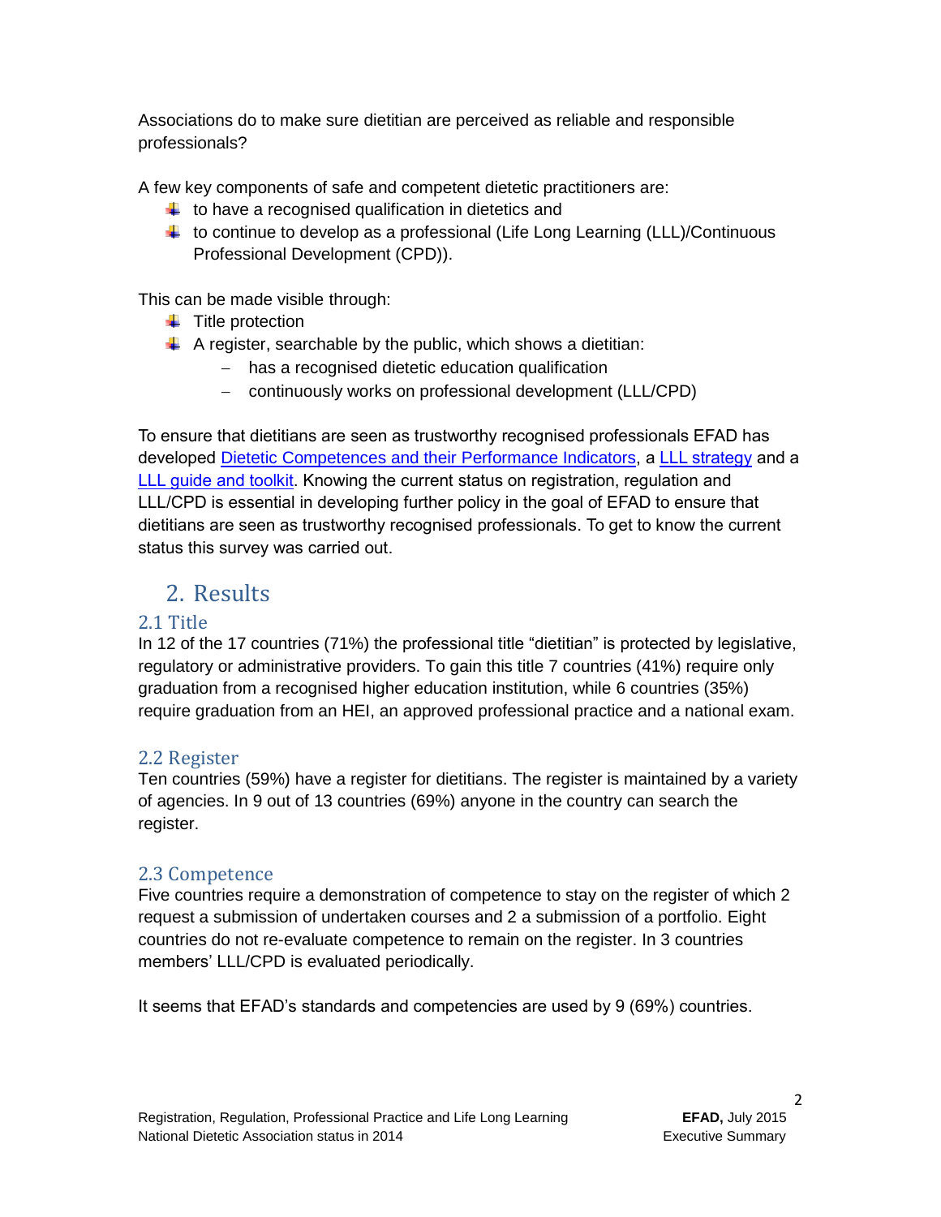Associations do to make sure dietitian are perceived as reliable and responsible professionals?

A few key components of safe and competent dietetic practitioners are:

- to have a recognised qualification in dietetics and
- to continue to develop as a professional (Life Long Learning (LLL)/Continuous Professional Development (CPD)).

This can be made visible through:

- Title protection
- A register, searchable by the public, which shows a dietitian:
  - has a recognised dietetic education qualification
  - continuously works on professional development (LLL/CPD)

To ensure that dietitians are seen as trustworthy recognised professionals EFAD has developed Dietetic Competences and their Performance Indicators, a LLL strategy and a LLL guide and toolkit. Knowing the current status on registration, regulation and LLL/CPD is essential in developing further policy in the goal of EFAD to ensure that dietitians are seen as trustworthy recognised professionals. To get to know the current status this survey was carried out.

# 2. Results

## 2.1 Title

In 12 of the 17 countries (71%) the professional title "dietitian" is protected by legislative, regulatory or administrative providers. To gain this title 7 countries (41%) require only graduation from a recognised higher education institution, while 6 countries (35%) require graduation from an HEI, an approved professional practice and a national exam.

## 2.2 Register

Ten countries (59%) have a register for dietitians. The register is maintained by a variety of agencies. In 9 out of 13 countries (69%) anyone in the country can search the register.

## 2.3 Competence

Five countries require a demonstration of competence to stay on the register of which 2 request a submission of undertaken courses and 2 a submission of a portfolio. Eight countries do not re-evaluate competence to remain on the register. In 3 countries members' LLL/CPD is evaluated periodically.

It seems that EFAD's standards and competencies are used by 9 (69%) countries.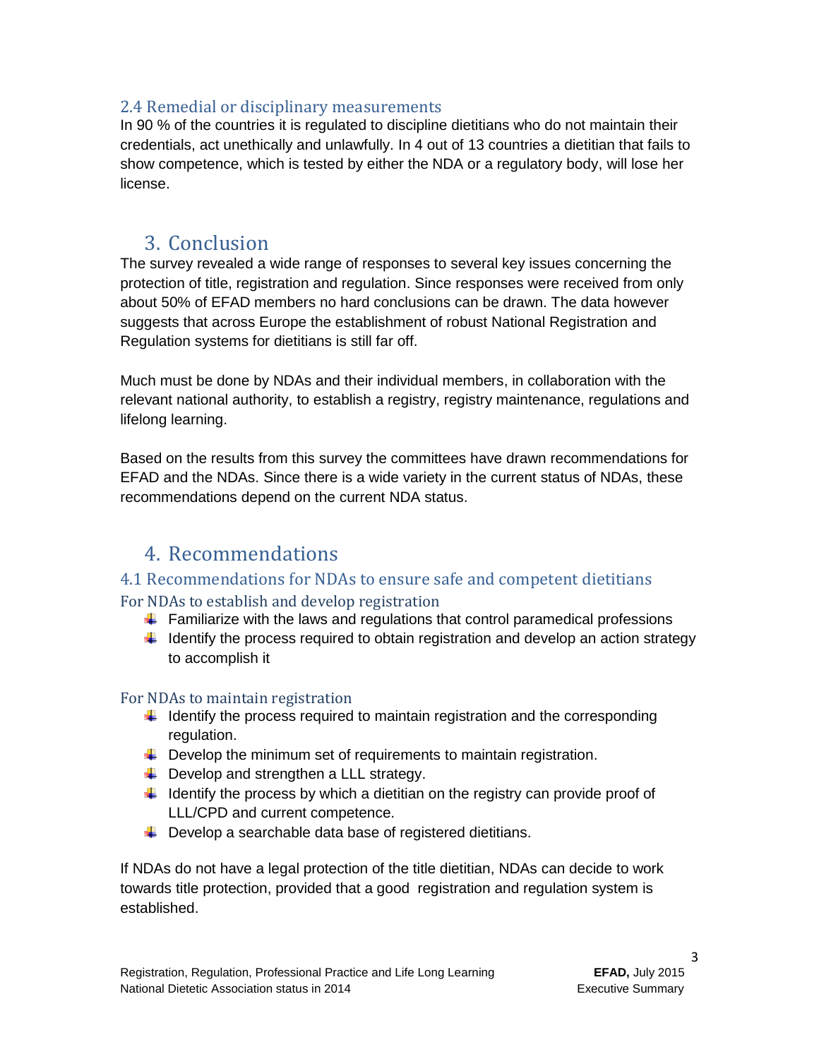### 2.4 Remedial or disciplinary measurements

In 90 % of the countries it is regulated to discipline dietitians who do not maintain their credentials, act unethically and unlawfully. In 4 out of 13 countries a dietitian that fails to show competence, which is tested by either the NDA or a regulatory body, will lose her license.

## 3. Conclusion

The survey revealed a wide range of responses to several key issues concerning the protection of title, registration and regulation. Since responses were received from only about 50% of EFAD members no hard conclusions can be drawn. The data however suggests that across Europe the establishment of robust National Registration and Regulation systems for dietitians is still far off.

Much must be done by NDAs and their individual members, in collaboration with the relevant national authority, to establish a registry, registry maintenance, regulations and lifelong learning.

Based on the results from this survey the committees have drawn recommendations for EFAD and the NDAs. Since there is a wide variety in the current status of NDAs, these recommendations depend on the current NDA status.

## 4. Recommendations

### 4.1 Recommendations for NDAs to ensure safe and competent dietitians

#### For NDAs to establish and develop registration

- Familiarize with the laws and regulations that control paramedical professions
- Identify the process required to obtain registration and develop an action strategy to accomplish it

#### For NDAs to maintain registration

- Identify the process required to maintain registration and the corresponding regulation.
- Develop the minimum set of requirements to maintain registration.
- Develop and strengthen a LLL strategy.
- Identify the process by which a dietitian on the registry can provide proof of LLL/CPD and current competence.
- Develop a searchable data base of registered dietitians.

If NDAs do not have a legal protection of the title dietitian, NDAs can decide to work towards title protection, provided that a good registration and regulation system is established.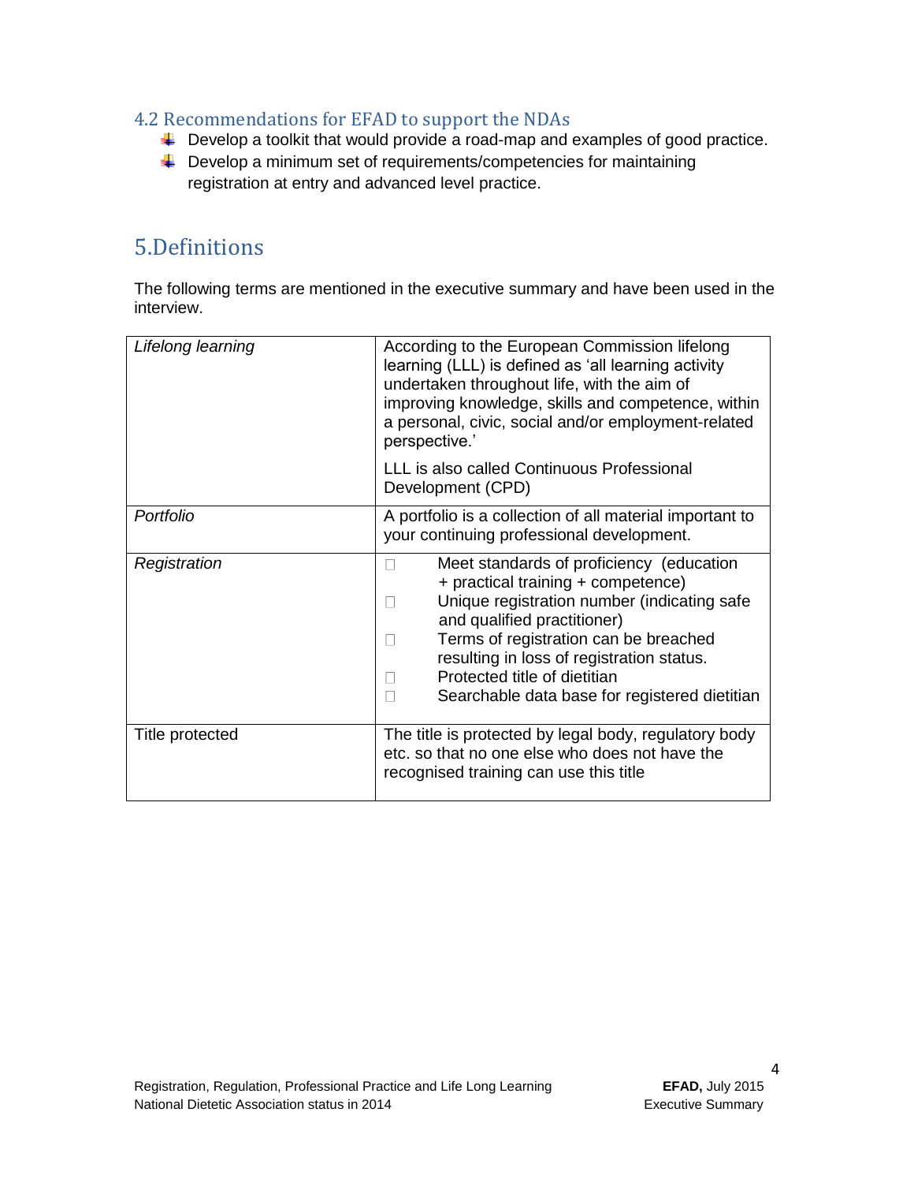## 4.2 Recommendations for EFAD to support the NDAs

- Develop a toolkit that would provide a road-map and examples of good practice.
- Develop a minimum set of requirements/competencies for maintaining registration at entry and advanced level practice.

# 5.Definitions

The following terms are mentioned in the executive summary and have been used in the interview.

| | |
|---|---|
| *Lifelong learning* | According to the European Commission lifelong learning (LLL) is defined as 'all learning activity undertaken throughout life, with the aim of improving knowledge, skills and competence, within a personal, civic, social and/or employment-related perspective.'<br><br>LLL is also called Continuous Professional Development (CPD) |
| *Portfolio* | A portfolio is a collection of all material important to your continuing professional development. |
| *Registration* | - Meet standards of proficiency (education + practical training + competence)<br>- Unique registration number (indicating safe and qualified practitioner)<br>- Terms of registration can be breached resulting in loss of registration status.<br>- Protected title of dietitian<br>- Searchable data base for registered dietitian |
| Title protected | The title is protected by legal body, regulatory body etc. so that no one else who does not have the recognised training can use this title |